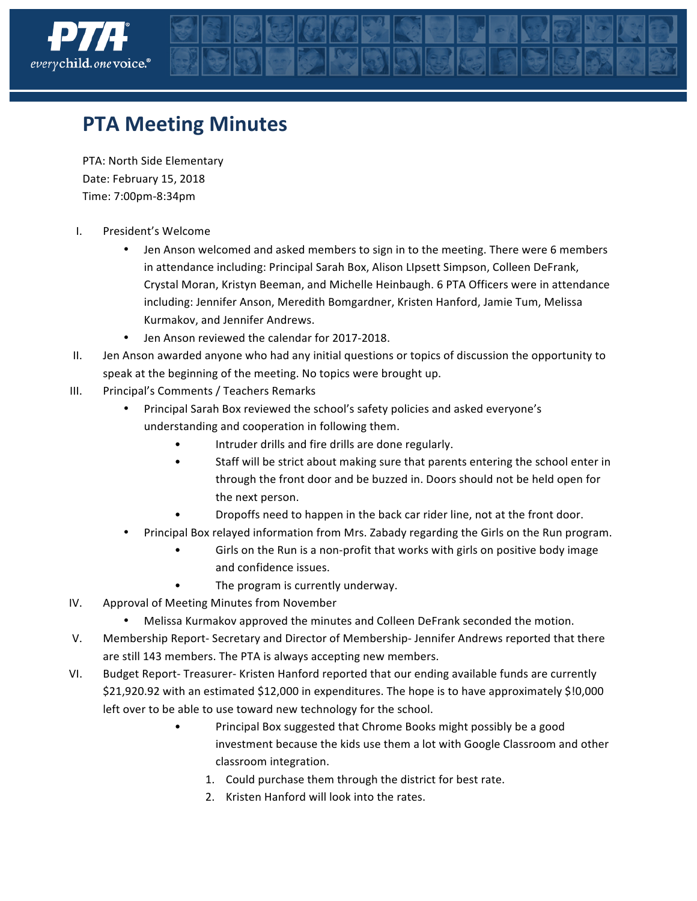# PTA Meeting Minutes

PTA: North Side Elementary
Date: February 15, 2018
Time: 7:00pm-8:34pm

I. President's Welcome
   - Jen Anson welcomed and asked members to sign in to the meeting. There were 6 members in attendance including: Principal Sarah Box, Alison LIpsett Simpson, Colleen DeFrank, Crystal Moran, Kristyn Beeman, and Michelle Heinbaugh. 6 PTA Officers were in attendance including: Jennifer Anson, Meredith Bomgardner, Kristen Hanford, Jamie Tum, Melissa Kurmakov, and Jennifer Andrews.
   - Jen Anson reviewed the calendar for 2017-2018.

II. Jen Anson awarded anyone who had any initial questions or topics of discussion the opportunity to speak at the beginning of the meeting. No topics were brought up.

III. Principal's Comments / Teachers Remarks
   - Principal Sarah Box reviewed the school's safety policies and asked everyone's understanding and cooperation in following them.
     - Intruder drills and fire drills are done regularly.
     - Staff will be strict about making sure that parents entering the school enter in through the front door and be buzzed in. Doors should not be held open for the next person.
     - Dropoffs need to happen in the back car rider line, not at the front door.
   - Principal Box relayed information from Mrs. Zabady regarding the Girls on the Run program.
     - Girls on the Run is a non-profit that works with girls on positive body image and confidence issues.
     - The program is currently underway.

IV. Approval of Meeting Minutes from November
   - Melissa Kurmakov approved the minutes and Colleen DeFrank seconded the motion.

V. Membership Report- Secretary and Director of Membership- Jennifer Andrews reported that there are still 143 members. The PTA is always accepting new members.

VI. Budget Report- Treasurer- Kristen Hanford reported that our ending available funds are currently $21,920.92 with an estimated $12,000 in expenditures. The hope is to have approximately $!0,000 left over to be able to use toward new technology for the school.
     - Principal Box suggested that Chrome Books might possibly be a good investment because the kids use them a lot with Google Classroom and other classroom integration.
       1. Could purchase them through the district for best rate.
       2. Kristen Hanford will look into the rates.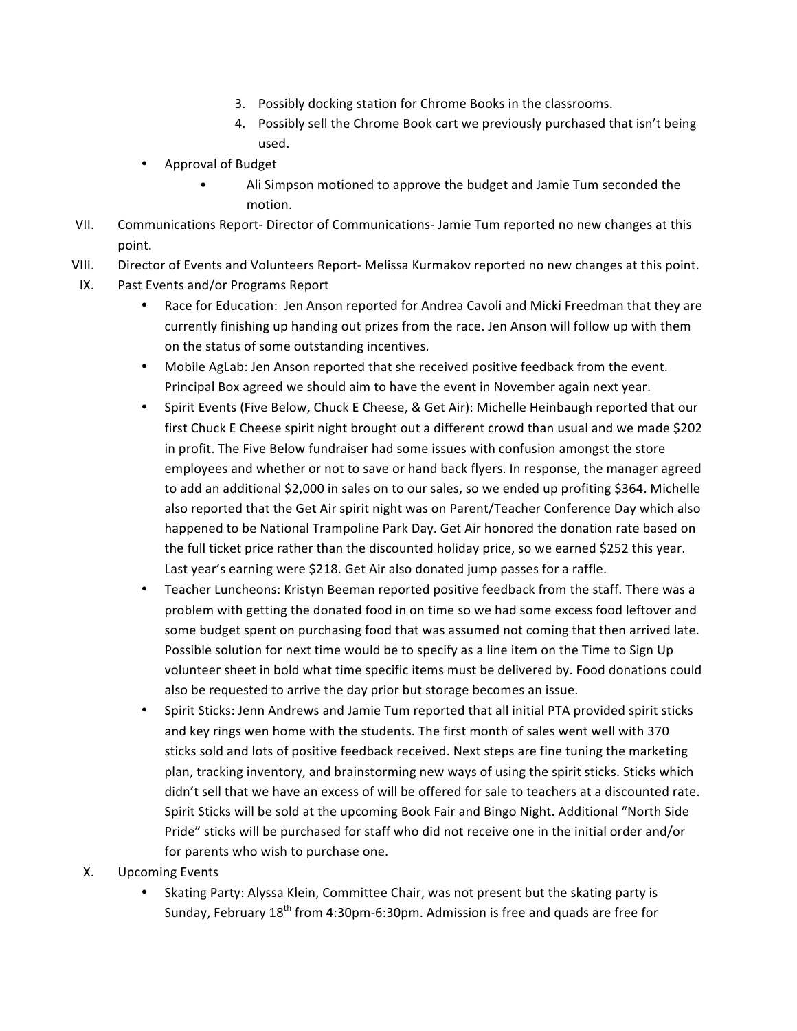3. Possibly docking station for Chrome Books in the classrooms.
4. Possibly sell the Chrome Book cart we previously purchased that isn't being used.

- Approval of Budget
    - Ali Simpson motioned to approve the budget and Jamie Tum seconded the motion.

VII. Communications Report- Director of Communications- Jamie Tum reported no new changes at this point.

VIII. Director of Events and Volunteers Report- Melissa Kurmakov reported no new changes at this point.

IX. Past Events and/or Programs Report

- Race for Education: Jen Anson reported for Andrea Cavoli and Micki Freedman that they are currently finishing up handing out prizes from the race. Jen Anson will follow up with them on the status of some outstanding incentives.
- Mobile AgLab: Jen Anson reported that she received positive feedback from the event. Principal Box agreed we should aim to have the event in November again next year.
- Spirit Events (Five Below, Chuck E Cheese, & Get Air): Michelle Heinbaugh reported that our first Chuck E Cheese spirit night brought out a different crowd than usual and we made $202 in profit. The Five Below fundraiser had some issues with confusion amongst the store employees and whether or not to save or hand back flyers. In response, the manager agreed to add an additional $2,000 in sales on to our sales, so we ended up profiting $364. Michelle also reported that the Get Air spirit night was on Parent/Teacher Conference Day which also happened to be National Trampoline Park Day. Get Air honored the donation rate based on the full ticket price rather than the discounted holiday price, so we earned $252 this year. Last year's earning were $218. Get Air also donated jump passes for a raffle.
- Teacher Luncheons: Kristyn Beeman reported positive feedback from the staff. There was a problem with getting the donated food in on time so we had some excess food leftover and some budget spent on purchasing food that was assumed not coming that then arrived late. Possible solution for next time would be to specify as a line item on the Time to Sign Up volunteer sheet in bold what time specific items must be delivered by. Food donations could also be requested to arrive the day prior but storage becomes an issue.
- Spirit Sticks: Jenn Andrews and Jamie Tum reported that all initial PTA provided spirit sticks and key rings wen home with the students. The first month of sales went well with 370 sticks sold and lots of positive feedback received. Next steps are fine tuning the marketing plan, tracking inventory, and brainstorming new ways of using the spirit sticks. Sticks which didn't sell that we have an excess of will be offered for sale to teachers at a discounted rate. Spirit Sticks will be sold at the upcoming Book Fair and Bingo Night. Additional "North Side Pride" sticks will be purchased for staff who did not receive one in the initial order and/or for parents who wish to purchase one.

X. Upcoming Events

- Skating Party: Alyssa Klein, Committee Chair, was not present but the skating party is Sunday, February 18th from 4:30pm-6:30pm. Admission is free and quads are free for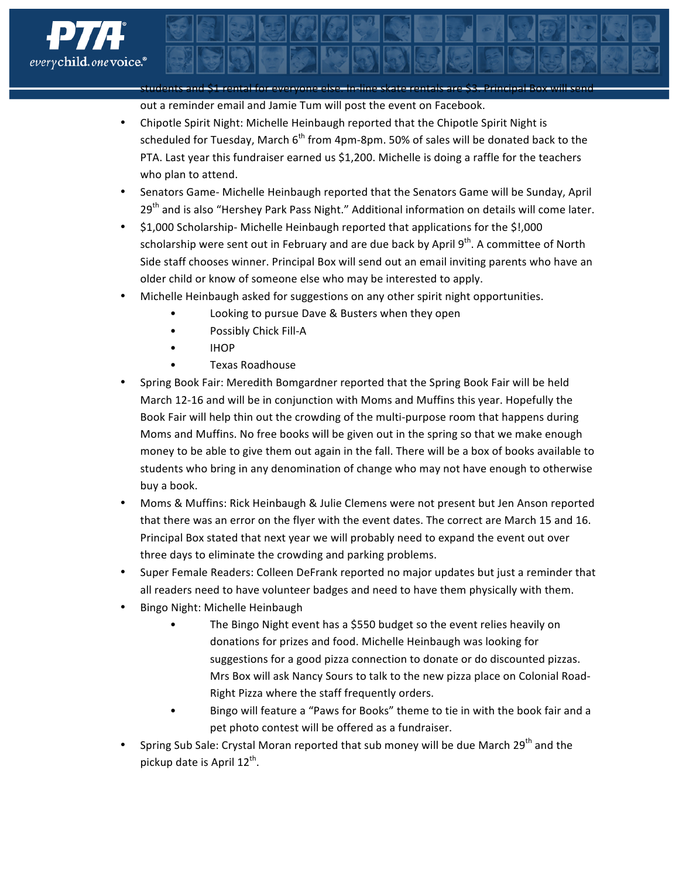students and $1 rental for everyone else. In-line skate rentals are $3. Principal Box will send out a reminder email and Jamie Tum will post the event on Facebook.

- Chipotle Spirit Night: Michelle Heinbaugh reported that the Chipotle Spirit Night is scheduled for Tuesday, March 6th from 4pm-8pm. 50% of sales will be donated back to the PTA. Last year this fundraiser earned us $1,200. Michelle is doing a raffle for the teachers who plan to attend.
- Senators Game- Michelle Heinbaugh reported that the Senators Game will be Sunday, April 29th and is also "Hershey Park Pass Night." Additional information on details will come later.
- $1,000 Scholarship- Michelle Heinbaugh reported that applications for the $!,000 scholarship were sent out in February and are due back by April 9th. A committee of North Side staff chooses winner. Principal Box will send out an email inviting parents who have an older child or know of someone else who may be interested to apply.
- Michelle Heinbaugh asked for suggestions on any other spirit night opportunities.
    - Looking to pursue Dave & Busters when they open
    - Possibly Chick Fill-A
    - IHOP
    - Texas Roadhouse
- Spring Book Fair: Meredith Bomgardner reported that the Spring Book Fair will be held March 12-16 and will be in conjunction with Moms and Muffins this year. Hopefully the Book Fair will help thin out the crowding of the multi-purpose room that happens during Moms and Muffins. No free books will be given out in the spring so that we make enough money to be able to give them out again in the fall. There will be a box of books available to students who bring in any denomination of change who may not have enough to otherwise buy a book.
- Moms & Muffins: Rick Heinbaugh & Julie Clemens were not present but Jen Anson reported that there was an error on the flyer with the event dates. The correct are March 15 and 16. Principal Box stated that next year we will probably need to expand the event out over three days to eliminate the crowding and parking problems.
- Super Female Readers: Colleen DeFrank reported no major updates but just a reminder that all readers need to have volunteer badges and need to have them physically with them.
- Bingo Night: Michelle Heinbaugh
    - The Bingo Night event has a $550 budget so the event relies heavily on donations for prizes and food. Michelle Heinbaugh was looking for suggestions for a good pizza connection to donate or do discounted pizzas. Mrs Box will ask Nancy Sours to talk to the new pizza place on Colonial Road- Right Pizza where the staff frequently orders.
    - Bingo will feature a "Paws for Books" theme to tie in with the book fair and a pet photo contest will be offered as a fundraiser.
- Spring Sub Sale: Crystal Moran reported that sub money will be due March 29th and the pickup date is April 12th.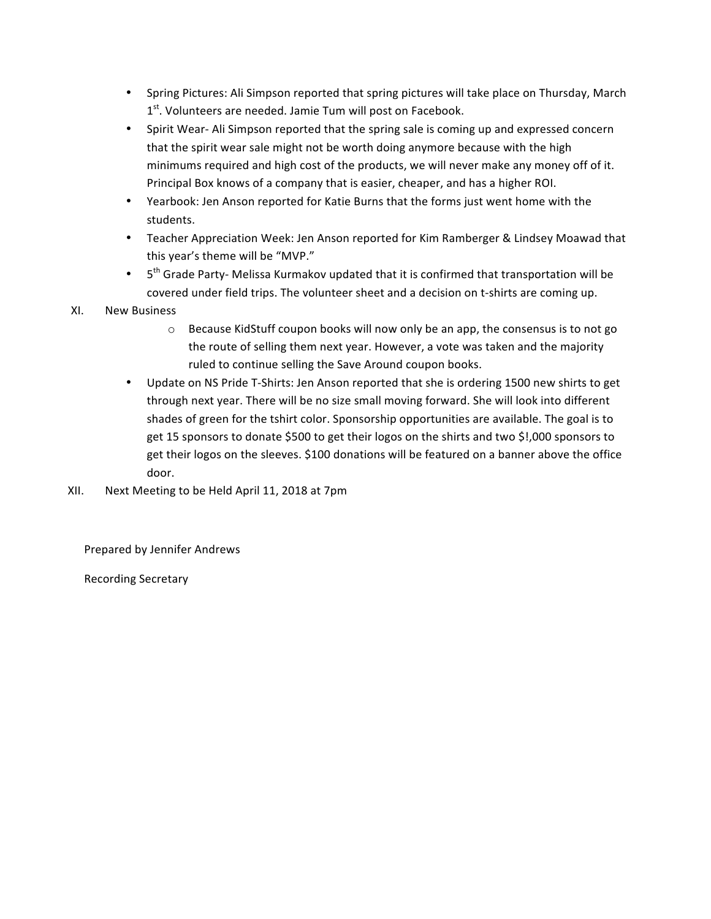- Spring Pictures: Ali Simpson reported that spring pictures will take place on Thursday, March 1st. Volunteers are needed. Jamie Tum will post on Facebook.
- Spirit Wear- Ali Simpson reported that the spring sale is coming up and expressed concern that the spirit wear sale might not be worth doing anymore because with the high minimums required and high cost of the products, we will never make any money off of it. Principal Box knows of a company that is easier, cheaper, and has a higher ROI.
- Yearbook: Jen Anson reported for Katie Burns that the forms just went home with the students.
- Teacher Appreciation Week: Jen Anson reported for Kim Ramberger & Lindsey Moawad that this year's theme will be "MVP."
- 5th Grade Party- Melissa Kurmakov updated that it is confirmed that transportation will be covered under field trips. The volunteer sheet and a decision on t-shirts are coming up.

XI. New Business

  - Because KidStuff coupon books will now only be an app, the consensus is to not go the route of selling them next year. However, a vote was taken and the majority ruled to continue selling the Save Around coupon books.

- Update on NS Pride T-Shirts: Jen Anson reported that she is ordering 1500 new shirts to get through next year. There will be no size small moving forward. She will look into different shades of green for the tshirt color. Sponsorship opportunities are available. The goal is to get 15 sponsors to donate $500 to get their logos on the shirts and two $!,000 sponsors to get their logos on the sleeves. $100 donations will be featured on a banner above the office door.

XII. Next Meeting to be Held April 11, 2018 at 7pm

Prepared by Jennifer Andrews

Recording Secretary